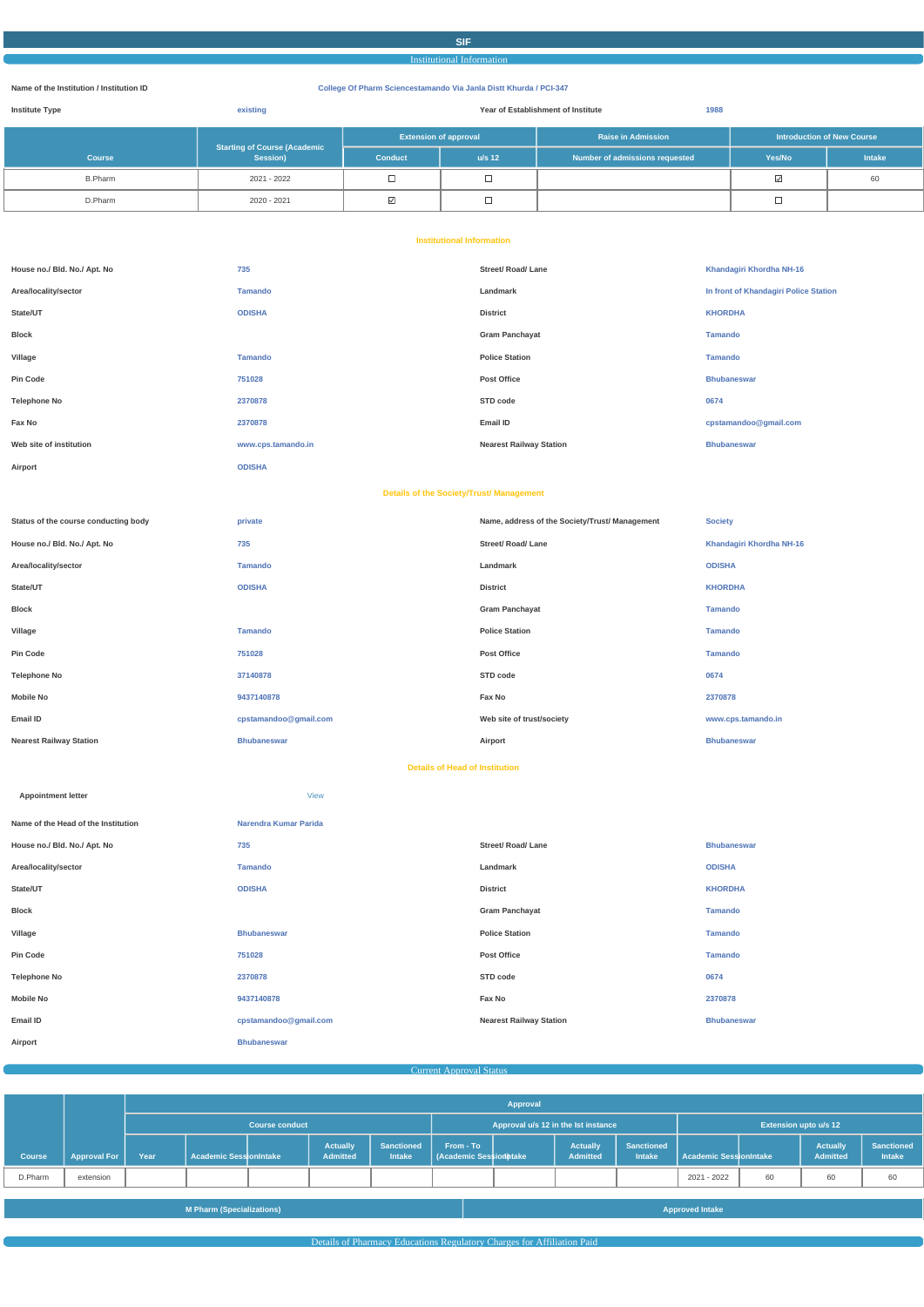# SIF

## Institutional Information

| | |
|---|---|
| Name of the Institution / Institution ID | College Of Pharm Sciencestamando Via Janla Distt Khurda / PCI-347 |

| | | | |
|---|---|---|---|
| Institute Type | existing | Year of Establishment of Institute | 1988 |

| Course | Starting of Course (Academic Session) | Extension of approval | | Raise in Admission | Introduction of New Course | |
|---|---|---|---|---|---|---|
| | | Conduct | u/s 12 | Number of admissions requested | Yes/No | Intake |
| B.Pharm | 2021 - 2022 | ☐ | ☐ | | ☑ | 60 |
| D.Pharm | 2020 - 2021 | ☑ | ☐ | | ☐ | |

### Institutional Information

| | | | |
|---|---|---|---|
| House no./ Bld. No./ Apt. No | 735 | Street/ Road/ Lane | Khandagiri Khordha NH-16 |
| Area/locality/sector | Tamando | Landmark | In front of Khandagiri Police Station |
| State/UT | ODISHA | District | KHORDHA |
| Block | | Gram Panchayat | Tamando |
| Village | Tamando | Police Station | Tamando |
| Pin Code | 751028 | Post Office | Bhubaneswar |
| Telephone No | 2370878 | STD code | 0674 |
| Fax No | 2370878 | Email ID | cpstamandoo@gmail.com |
| Web site of institution | www.cps.tamando.in | Nearest Railway Station | Bhubaneswar |
| Airport | ODISHA | | |

### Details of the Society/Trust/ Management

| | | | |
|---|---|---|---|
| Status of the course conducting body | private | Name, address of the Society/Trust/ Management | Society |
| House no./ Bld. No./ Apt. No | 735 | Street/ Road/ Lane | Khandagiri Khordha NH-16 |
| Area/locality/sector | Tamando | Landmark | ODISHA |
| State/UT | ODISHA | District | KHORDHA |
| Block | | Gram Panchayat | Tamando |
| Village | Tamando | Police Station | Tamando |
| Pin Code | 751028 | Post Office | Tamando |
| Telephone No | 37140878 | STD code | 0674 |
| Mobile No | 9437140878 | Fax No | 2370878 |
| Email ID | cpstamandoo@gmail.com | Web site of trust/society | www.cps.tamando.in |
| Nearest Railway Station | Bhubaneswar | Airport | Bhubaneswar |

### Details of Head of Institution

| | |
|---|---|
| Appointment letter | View |

| | | | |
|---|---|---|---|
| Name of the Head of the Institution | Narendra Kumar Parida | | |
| House no./ Bld. No./ Apt. No | 735 | Street/ Road/ Lane | Bhubaneswar |
| Area/locality/sector | Tamando | Landmark | ODISHA |
| State/UT | ODISHA | District | KHORDHA |
| Block | | Gram Panchayat | Tamando |
| Village | Bhubaneswar | Police Station | Tamando |
| Pin Code | 751028 | Post Office | Tamando |
| Telephone No | 2370878 | STD code | 0674 |
| Mobile No | 9437140878 | Fax No | 2370878 |
| Email ID | cpstamandoo@gmail.com | Nearest Railway Station | Bhubaneswar |
| Airport | Bhubaneswar | | |

## Current Approval Status

| Course | Approval For | Approval | | | | | | | | | | | |
|---|---|---|---|---|---|---|---|---|---|---|---|---|---|
| | | Course conduct | | | | Approval u/s 12 in the Ist instance | | | | Extension upto u/s 12 | | | |
| | | Year | Academic Session | Intake | Actually Admitted | Sanctioned Intake | From - To (Academic Session) | Intake | Actually Admitted | Sanctioned Intake | Academic Session | Intake | Actually Admitted | Sanctioned Intake |
| D.Pharm | extension | | | | | | | | | | 2021 - 2022 | 60 | 60 | 60 |

| M Pharm (Specializations) | Approved Intake |
|---|---|

## Details of Pharmacy Educations Regulatory Charges for Affiliation Paid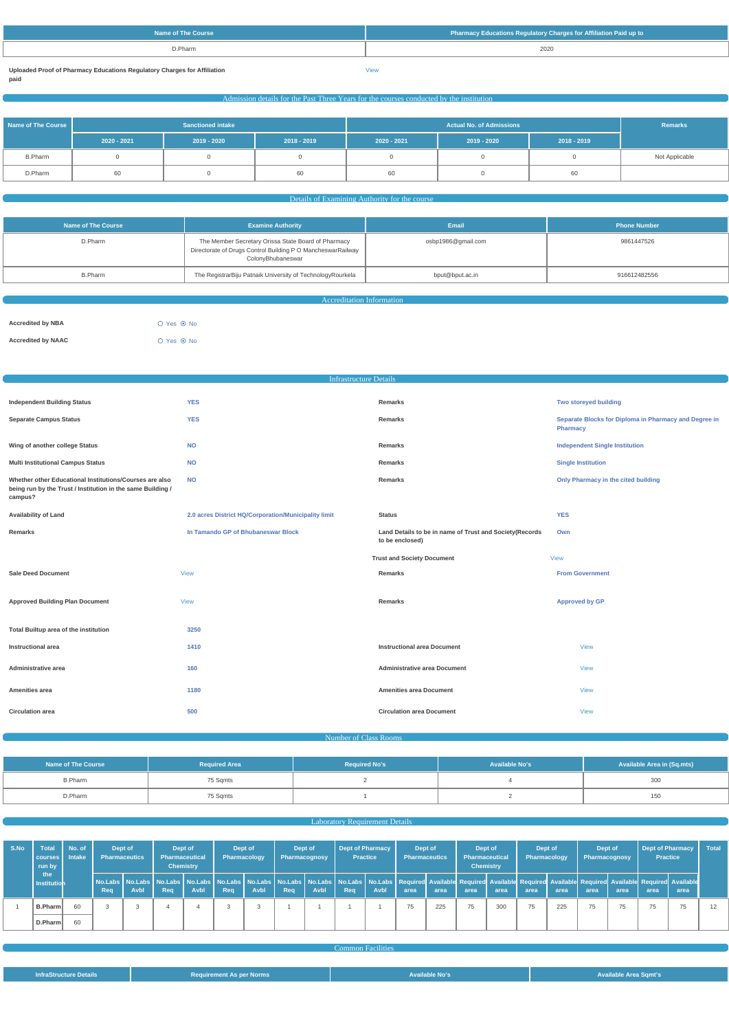| Name of The Course | Pharmacy Educations Regulatory Charges for Affiliation Paid up to |
|---|---|
| D.Pharm | 2020 |

**Uploaded Proof of Pharmacy Educations Regulatory Charges for Affiliation paid** View

## Admission details for the Past Three Years for the courses conducted by the institution

| Name of The Course | Sanctioned intake | | | Actual No. of Admissions | | | Remarks |
|---|---|---|---|---|---|---|---|
| | 2020 - 2021 | 2019 - 2020 | 2018 - 2019 | 2020 - 2021 | 2019 - 2020 | 2018 - 2019 | |
| B.Pharm | 0 | 0 | 0 | 0 | 0 | 0 | Not Applicable |
| D.Pharm | 60 | 0 | 60 | 60 | 0 | 60 | |

## Details of Examining Authority for the course

| Name of The Course | Examine Authority | Email | Phone Number |
|---|---|---|---|
| D.Pharm | The Member Secretary Orissa State Board of Pharmacy Directorate of Drugs Control Building P O MancheswarRailway ColonyBhubaneswar | osbp1986@gmail.com | 9861447526 |
| B.Pharm | The RegistrarBiju Patnaik University of TechnologyRourkela | bput@bput.ac.in | 916612482556 |

## Accreditation Information

**Accredited by NBA** ○ Yes ⦿ No

**Accredited by NAAC** ○ Yes ⦿ No

## Infrastructure Details

| | | | |
|---|---|---|---|
| **Independent Building Status** | YES | **Remarks** | Two storeyed building |
| **Separate Campus Status** | YES | **Remarks** | Separate Blocks for Diploma in Pharmacy and Degree in Pharmacy |
| **Wing of another college Status** | NO | **Remarks** | Independent Single Institution |
| **Multi Institutional Campus Status** | NO | **Remarks** | Single Institution |
| **Whether other Educational Institutions/Courses are also being run by the Trust / Institution in the same Building / campus?** | NO | **Remarks** | Only Pharmacy in the cited building |
| **Availability of Land** | 2.0 acres District HQ/Corporation/Municipality limit | **Status** | YES |
| **Remarks** | In Tamando GP of Bhubaneswar Block | **Land Details to be in name of Trust and Society(Records to be enclosed)** | Own |
| | | **Trust and Society Document** | View |
| **Sale Deed Document** | View | **Remarks** | From Government |
| **Approved Building Plan Document** | View | **Remarks** | Approved by GP |
| **Total Builtup area of the institution** | 3250 | | |
| **Instructional area** | 1410 | **Instructional area Document** | View |
| **Administrative area** | 160 | **Administrative area Document** | View |
| **Amenities area** | 1180 | **Amenities area Document** | View |
| **Circulation area** | 500 | **Circulation area Document** | View |

## Number of Class Rooms

| Name of The Course | Required Area | Required No's | Available No's | Available Area in (Sq.mts) |
|---|---|---|---|---|
| B.Pharm | 75 Sqmts | 2 | 4 | 300 |
| D.Pharm | 75 Sqmts | 1 | 2 | 150 |

## Laboratory Requirement Details

| S.No | Total courses run by the Institution | No. of Intake | Dept of Pharmaceutics | | Dept of Pharmaceutical Chemistry | | Dept of Pharmacology | | Dept of Pharmacognosy | | Dept of Pharmacy Practice | | Dept of Pharmaceutics | | Dept of Pharmaceutical Chemistry | | Dept of Pharmacology | | Dept of Pharmacognosy | | Dept of Pharmacy Practice | | Total |
|---|---|---|---|---|---|---|---|---|---|---|---|---|---|---|---|---|---|---|---|---|---|---|---|
| | | | No.Labs Req | No.Labs Avbl | No.Labs Req | No.Labs Avbl | No.Labs Req | No.Labs Avbl | No.Labs Req | No.Labs Avbl | No.Labs Req | No.Labs Avbl | Required area | Available area | Required area | Available area | Required area | Available area | Required area | Available area | Required area | Available area | |
| 1 | B.Pharm | 60 | 3 | 3 | 4 | 4 | 3 | 3 | 1 | 1 | 1 | 1 | 75 | 225 | 75 | 300 | 75 | 225 | 75 | 75 | 75 | 75 | 12 |
| | D.Pharm | 60 | | | | | | | | | | | | | | | | | | | | | |

## Common Facilities

| InfraStructure Details | Requirement As per Norms | Available No's | Available Area Sqmt's |
|---|---|---|---|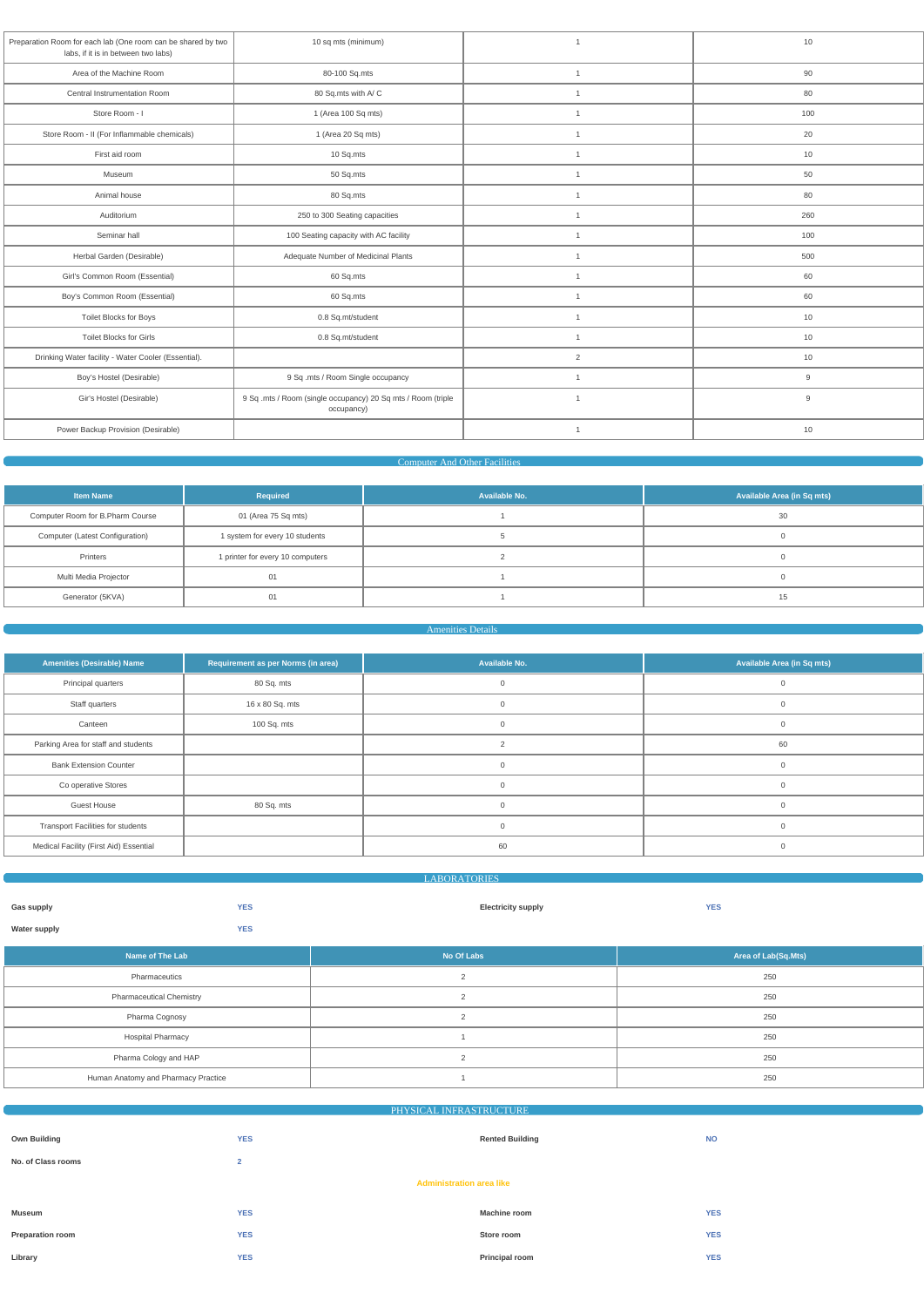| | | | |
|---|---|---|---|
| Preparation Room for each lab (One room can be shared by two labs, if it is in between two labs) | 10 sq mts (minimum) | 1 | 10 |
| Area of the Machine Room | 80-100 Sq.mts | 1 | 90 |
| Central Instrumentation Room | 80 Sq.mts with A/ C | 1 | 80 |
| Store Room - I | 1 (Area 100 Sq mts) | 1 | 100 |
| Store Room - II (For Inflammable chemicals) | 1 (Area 20 Sq mts) | 1 | 20 |
| First aid room | 10 Sq.mts | 1 | 10 |
| Museum | 50 Sq.mts | 1 | 50 |
| Animal house | 80 Sq.mts | 1 | 80 |
| Auditorium | 250 to 300 Seating capacities | 1 | 260 |
| Seminar hall | 100 Seating capacity with AC facility | 1 | 100 |
| Herbal Garden (Desirable) | Adequate Number of Medicinal Plants | 1 | 500 |
| Girl's Common Room (Essential) | 60 Sq.mts | 1 | 60 |
| Boy's Common Room (Essential) | 60 Sq.mts | 1 | 60 |
| Toilet Blocks for Boys | 0.8 Sq.mt/student | 1 | 10 |
| Toilet Blocks for Girls | 0.8 Sq.mt/student | 1 | 10 |
| Drinking Water facility - Water Cooler (Essential). | | 2 | 10 |
| Boy's Hostel (Desirable) | 9 Sq .mts / Room Single occupancy | 1 | 9 |
| Gir's Hostel (Desirable) | 9 Sq .mts / Room (single occupancy) 20 Sq mts / Room (triple occupancy) | 1 | 9 |
| Power Backup Provision (Desirable) | | 1 | 10 |

## Computer And Other Facilities

| Item Name | Required | Available No. | Available Area (in Sq mts) |
|---|---|---|---|
| Computer Room for B.Pharm Course | 01 (Area 75 Sq mts) | 1 | 30 |
| Computer (Latest Configuration) | 1 system for every 10 students | 5 | 0 |
| Printers | 1 printer for every 10 computers | 2 | 0 |
| Multi Media Projector | 01 | 1 | 0 |
| Generator (5KVA) | 01 | 1 | 15 |

## Amenities Details

| Amenities (Desirable) Name | Requirement as per Norms (in area) | Available No. | Available Area (in Sq mts) |
|---|---|---|---|
| Principal quarters | 80 Sq. mts | 0 | 0 |
| Staff quarters | 16 x 80 Sq. mts | 0 | 0 |
| Canteen | 100 Sq. mts | 0 | 0 |
| Parking Area for staff and students | | 2 | 60 |
| Bank Extension Counter | | 0 | 0 |
| Co operative Stores | | 0 | 0 |
| Guest House | 80 Sq. mts | 0 | 0 |
| Transport Facilities for students | | 0 | 0 |
| Medical Facility (First Aid) Essential | | 60 | 0 |

## LABORATORIES

**Gas supply** YES | **Electricity supply** YES

**Water supply** YES

| Name of The Lab | No Of Labs | Area of Lab(Sq.Mts) |
|---|---|---|
| Pharmaceutics | 2 | 250 |
| Pharmaceutical Chemistry | 2 | 250 |
| Pharma Cognosy | 2 | 250 |
| Hospital Pharmacy | 1 | 250 |
| Pharma Cology and HAP | 2 | 250 |
| Human Anatomy and Pharmacy Practice | 1 | 250 |

## PHYSICAL INFRASTRUCTURE

**Own Building** YES | **Rented Building** NO

**No. of Class rooms** 2

**Administration area like**

**Museum** YES | **Machine room** YES

**Preparation room** YES | **Store room** YES

**Library** YES | **Principal room** YES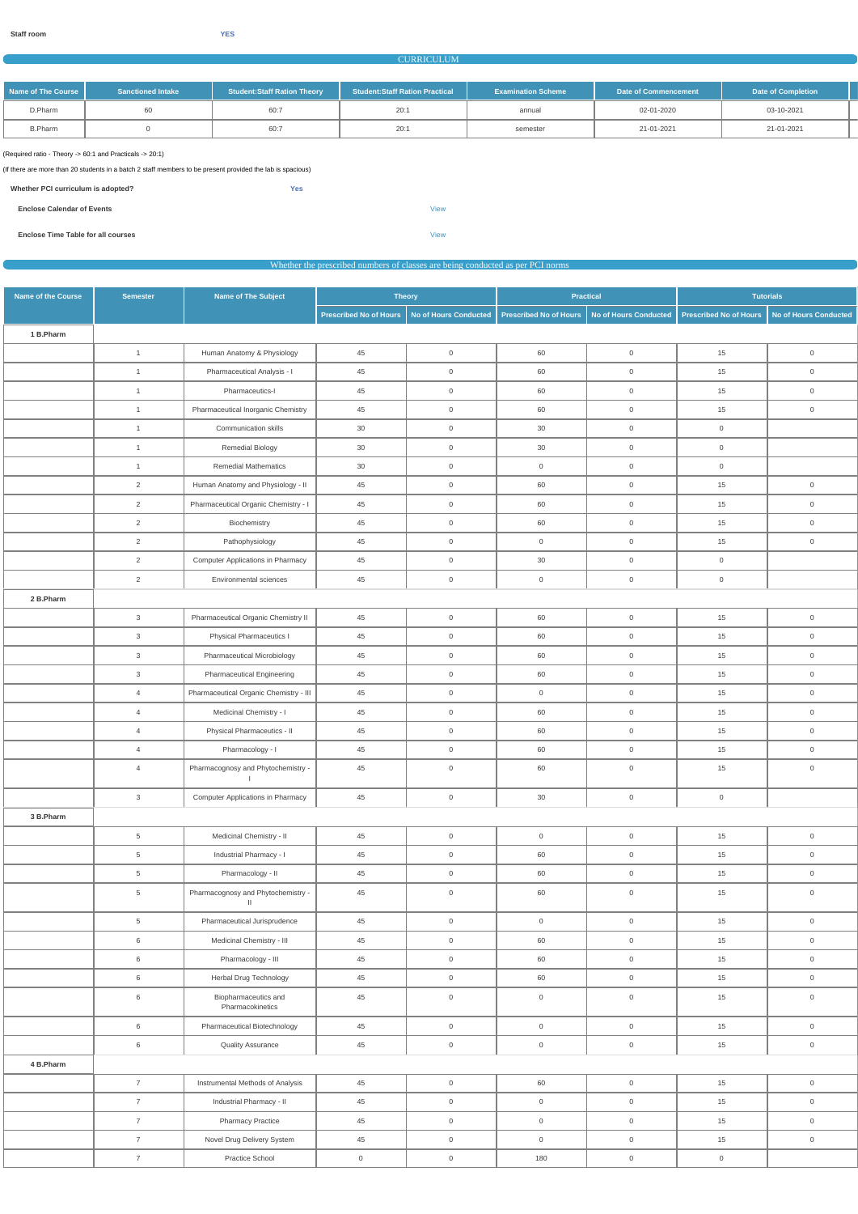**Staff room** YES

## CURRICULUM

| Name of The Course | Sanctioned Intake | Student:Staff Ration Theory | Student:Staff Ration Practical | Examination Scheme | Date of Commencement | Date of Completion |
|---|---|---|---|---|---|---|
| D.Pharm | 60 | 60:7 | 20:1 | annual | 02-01-2020 | 03-10-2021 |
| B.Pharm | 0 | 60:7 | 20:1 | semester | 21-01-2021 | 21-01-2021 |

(Required ratio - Theory -> 60:1 and Practicals -> 20:1)

(If there are more than 20 students in a batch 2 staff members to be present provided the lab is spacious)

**Whether PCI curriculum is adopted?** Yes

**Enclose Calendar of Events** View

**Enclose Time Table for all courses** View

## Whether the prescribed numbers of classes are being conducted as per PCI norms

| Name of the Course | Semester | Name of The Subject | Theory | | Practical | | Tutorials | |
|---|---|---|---|---|---|---|---|---|
| | | | Prescribed No of Hours | No of Hours Conducted | Prescribed No of Hours | No of Hours Conducted | Prescribed No of Hours | No of Hours Conducted |
| **1 B.Pharm** | | | | | | | | |
| | 1 | Human Anatomy & Physiology | 45 | 0 | 60 | 0 | 15 | 0 |
| | 1 | Pharmaceutical Analysis - I | 45 | 0 | 60 | 0 | 15 | 0 |
| | 1 | Pharmaceutics-I | 45 | 0 | 60 | 0 | 15 | 0 |
| | 1 | Pharmaceutical Inorganic Chemistry | 45 | 0 | 60 | 0 | 15 | 0 |
| | 1 | Communication skills | 30 | 0 | 30 | 0 | 0 | |
| | 1 | Remedial Biology | 30 | 0 | 30 | 0 | 0 | |
| | 1 | Remedial Mathematics | 30 | 0 | 0 | 0 | 0 | |
| | 2 | Human Anatomy and Physiology - II | 45 | 0 | 60 | 0 | 15 | 0 |
| | 2 | Pharmaceutical Organic Chemistry - I | 45 | 0 | 60 | 0 | 15 | 0 |
| | 2 | Biochemistry | 45 | 0 | 60 | 0 | 15 | 0 |
| | 2 | Pathophysiology | 45 | 0 | 0 | 0 | 15 | 0 |
| | 2 | Computer Applications in Pharmacy | 45 | 0 | 30 | 0 | 0 | |
| | 2 | Environmental sciences | 45 | 0 | 0 | 0 | 0 | |
| **2 B.Pharm** | | | | | | | | |
| | 3 | Pharmaceutical Organic Chemistry II | 45 | 0 | 60 | 0 | 15 | 0 |
| | 3 | Physical Pharmaceutics I | 45 | 0 | 60 | 0 | 15 | 0 |
| | 3 | Pharmaceutical Microbiology | 45 | 0 | 60 | 0 | 15 | 0 |
| | 3 | Pharmaceutical Engineering | 45 | 0 | 60 | 0 | 15 | 0 |
| | 4 | Pharmaceutical Organic Chemistry - III | 45 | 0 | 0 | 0 | 15 | 0 |
| | 4 | Medicinal Chemistry - I | 45 | 0 | 60 | 0 | 15 | 0 |
| | 4 | Physical Pharmaceutics - II | 45 | 0 | 60 | 0 | 15 | 0 |
| | 4 | Pharmacology - I | 45 | 0 | 60 | 0 | 15 | 0 |
| | 4 | Pharmacognosy and Phytochemistry - I | 45 | 0 | 60 | 0 | 15 | 0 |
| | 3 | Computer Applications in Pharmacy | 45 | 0 | 30 | 0 | 0 | |
| **3 B.Pharm** | | | | | | | | |
| | 5 | Medicinal Chemistry - II | 45 | 0 | 0 | 0 | 15 | 0 |
| | 5 | Industrial Pharmacy - I | 45 | 0 | 60 | 0 | 15 | 0 |
| | 5 | Pharmacology - II | 45 | 0 | 60 | 0 | 15 | 0 |
| | 5 | Pharmacognosy and Phytochemistry - II | 45 | 0 | 60 | 0 | 15 | 0 |
| | 5 | Pharmaceutical Jurisprudence | 45 | 0 | 0 | 0 | 15 | 0 |
| | 6 | Medicinal Chemistry - III | 45 | 0 | 60 | 0 | 15 | 0 |
| | 6 | Pharmacology - III | 45 | 0 | 60 | 0 | 15 | 0 |
| | 6 | Herbal Drug Technology | 45 | 0 | 60 | 0 | 15 | 0 |
| | 6 | Biopharmaceutics and Pharmacokinetics | 45 | 0 | 0 | 0 | 15 | 0 |
| | 6 | Pharmaceutical Biotechnology | 45 | 0 | 0 | 0 | 15 | 0 |
| | 6 | Quality Assurance | 45 | 0 | 0 | 0 | 15 | 0 |
| **4 B.Pharm** | | | | | | | | |
| | 7 | Instrumental Methods of Analysis | 45 | 0 | 60 | 0 | 15 | 0 |
| | 7 | Industrial Pharmacy - II | 45 | 0 | 0 | 0 | 15 | 0 |
| | 7 | Pharmacy Practice | 45 | 0 | 0 | 0 | 15 | 0 |
| | 7 | Novel Drug Delivery System | 45 | 0 | 0 | 0 | 15 | 0 |
| | 7 | Practice School | 0 | 0 | 180 | 0 | 0 | |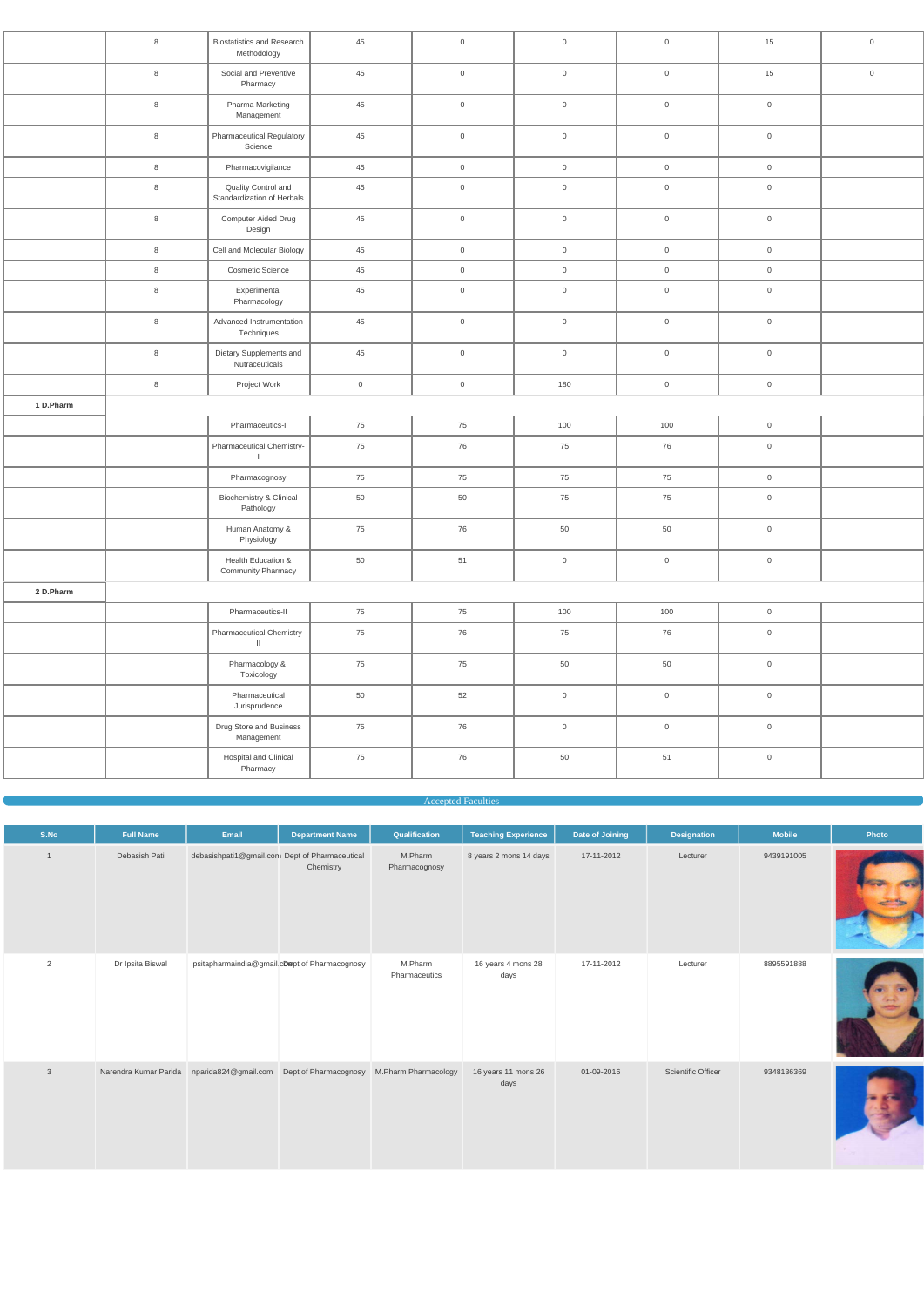|  |  |  |  |  |  |  |  |  |
|---|---|---|---|---|---|---|---|---|
|  | 8 | Biostatistics and Research Methodology | 45 | 0 | 0 | 0 | 15 | 0 |
|  | 8 | Social and Preventive Pharmacy | 45 | 0 | 0 | 0 | 15 | 0 |
|  | 8 | Pharma Marketing Management | 45 | 0 | 0 | 0 | 0 |  |
|  | 8 | Pharmaceutical Regulatory Science | 45 | 0 | 0 | 0 | 0 |  |
|  | 8 | Pharmacovigilance | 45 | 0 | 0 | 0 | 0 |  |
|  | 8 | Quality Control and Standardization of Herbals | 45 | 0 | 0 | 0 | 0 |  |
|  | 8 | Computer Aided Drug Design | 45 | 0 | 0 | 0 | 0 |  |
|  | 8 | Cell and Molecular Biology | 45 | 0 | 0 | 0 | 0 |  |
|  | 8 | Cosmetic Science | 45 | 0 | 0 | 0 | 0 |  |
|  | 8 | Experimental Pharmacology | 45 | 0 | 0 | 0 | 0 |  |
|  | 8 | Advanced Instrumentation Techniques | 45 | 0 | 0 | 0 | 0 |  |
|  | 8 | Dietary Supplements and Nutraceuticals | 45 | 0 | 0 | 0 | 0 |  |
|  | 8 | Project Work | 0 | 0 | 180 | 0 | 0 |  |
| **1 D.Pharm** |  |  |  |  |  |  |  |  |
|  |  | Pharmaceutics-I | 75 | 75 | 100 | 100 | 0 |  |
|  |  | Pharmaceutical Chemistry-I | 75 | 76 | 75 | 76 | 0 |  |
|  |  | Pharmacognosy | 75 | 75 | 75 | 75 | 0 |  |
|  |  | Biochemistry & Clinical Pathology | 50 | 50 | 75 | 75 | 0 |  |
|  |  | Human Anatomy & Physiology | 75 | 76 | 50 | 50 | 0 |  |
|  |  | Health Education & Community Pharmacy | 50 | 51 | 0 | 0 | 0 |  |
| **2 D.Pharm** |  |  |  |  |  |  |  |  |
|  |  | Pharmaceutics-II | 75 | 75 | 100 | 100 | 0 |  |
|  |  | Pharmaceutical Chemistry-II | 75 | 76 | 75 | 76 | 0 |  |
|  |  | Pharmacology & Toxicology | 75 | 75 | 50 | 50 | 0 |  |
|  |  | Pharmaceutical Jurisprudence | 50 | 52 | 0 | 0 | 0 |  |
|  |  | Drug Store and Business Management | 75 | 76 | 0 | 0 | 0 |  |
|  |  | Hospital and Clinical Pharmacy | 75 | 76 | 50 | 51 | 0 |  |

## Accepted Faculties

| S.No | Full Name | Email | Department Name | Qualification | Teaching Experience | Date of Joining | Designation | Mobile | Photo |
|---|---|---|---|---|---|---|---|---|---|
| 1 | Debasish Pati | debasishpati1@gmail.com | Dept of Pharmaceutical Chemistry | M.Pharm Pharmacognosy | 8 years 2 mons 14 days | 17-11-2012 | Lecturer | 9439191005 |  |
| 2 | Dr Ipsita Biswal | ipsitapharmaindia@gmail.com | Dept of Pharmacognosy | M.Pharm Pharmaceutics | 16 years 4 mons 28 days | 17-11-2012 | Lecturer | 8895591888 |  |
| 3 | Narendra Kumar Parida | nparida824@gmail.com | Dept of Pharmacognosy | M.Pharm Pharmacology | 16 years 11 mons 26 days | 01-09-2016 | Scientific Officer | 9348136369 |  |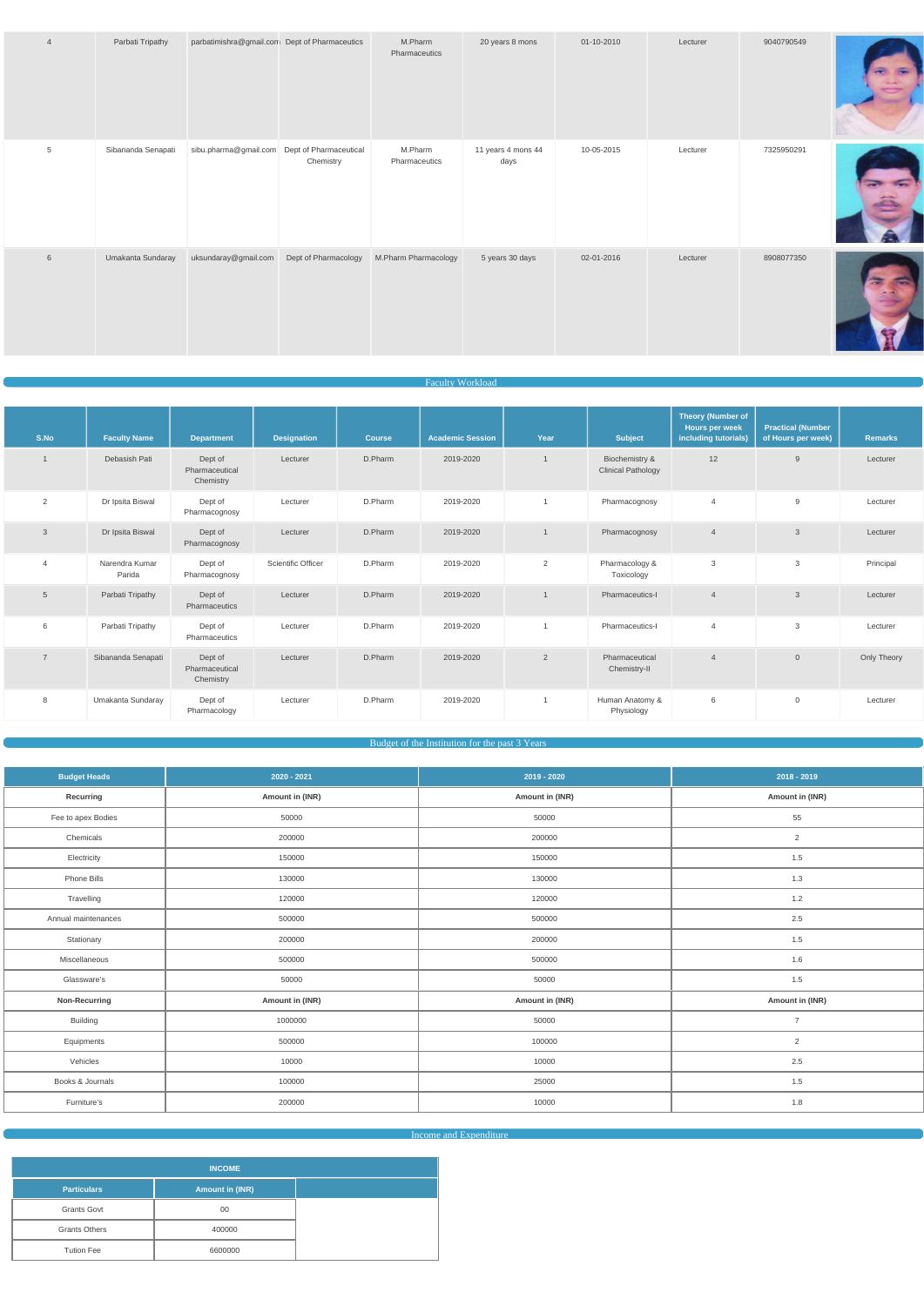| 4 | Parbati Tripathy | parbatimishra@gmail.com | Dept of Pharmaceutics | M.Pharm Pharmaceutics | 20 years 8 mons | 01-10-2010 | Lecturer | 9040790549 | |
|---|---|---|---|---|---|---|---|---|---|
| 5 | Sibananda Senapati | sibu.pharma@gmail.com | Dept of Pharmaceutical Chemistry | M.Pharm Pharmaceutics | 11 years 4 mons 44 days | 10-05-2015 | Lecturer | 7325950291 | |
| 6 | Umakanta Sundaray | uksundaray@gmail.com | Dept of Pharmacology | M.Pharm Pharmacology | 5 years 30 days | 02-01-2016 | Lecturer | 8908077350 | |

## Faculty Workload

| S.No | Faculty Name | Department | Designation | Course | Academic Session | Year | Subject | Theory (Number of Hours per week including tutorials) | Practical (Number of Hours per week) | Remarks |
|---|---|---|---|---|---|---|---|---|---|---|
| 1 | Debasish Pati | Dept of Pharmaceutical Chemistry | Lecturer | D.Pharm | 2019-2020 | 1 | Biochemistry & Clinical Pathology | 12 | 9 | Lecturer |
| 2 | Dr Ipsita Biswal | Dept of Pharmacognosy | Lecturer | D.Pharm | 2019-2020 | 1 | Pharmacognosy | 4 | 9 | Lecturer |
| 3 | Dr Ipsita Biswal | Dept of Pharmacognosy | Lecturer | D.Pharm | 2019-2020 | 1 | Pharmacognosy | 4 | 3 | Lecturer |
| 4 | Narendra Kumar Parida | Dept of Pharmacognosy | Scientific Officer | D.Pharm | 2019-2020 | 2 | Pharmacology & Toxicology | 3 | 3 | Principal |
| 5 | Parbati Tripathy | Dept of Pharmaceutics | Lecturer | D.Pharm | 2019-2020 | 1 | Pharmaceutics-I | 4 | 3 | Lecturer |
| 6 | Parbati Tripathy | Dept of Pharmaceutics | Lecturer | D.Pharm | 2019-2020 | 1 | Pharmaceutics-I | 4 | 3 | Lecturer |
| 7 | Sibananda Senapati | Dept of Pharmaceutical Chemistry | Lecturer | D.Pharm | 2019-2020 | 2 | Pharmaceutical Chemistry-II | 4 | 0 | Only Theory |
| 8 | Umakanta Sundaray | Dept of Pharmacology | Lecturer | D.Pharm | 2019-2020 | 1 | Human Anatomy & Physiology | 6 | 0 | Lecturer |

## Budget of the Institution for the past 3 Years

| Budget Heads | 2020 - 2021 | 2019 - 2020 | 2018 - 2019 |
|---|---|---|---|
| **Recurring** | **Amount in (INR)** | **Amount in (INR)** | **Amount in (INR)** |
| Fee to apex Bodies | 50000 | 50000 | 55 |
| Chemicals | 200000 | 200000 | 2 |
| Electricity | 150000 | 150000 | 1.5 |
| Phone Bills | 130000 | 130000 | 1.3 |
| Travelling | 120000 | 120000 | 1.2 |
| Annual maintenances | 500000 | 500000 | 2.5 |
| Stationary | 200000 | 200000 | 1.5 |
| Miscellaneous | 500000 | 500000 | 1.6 |
| Glassware's | 50000 | 50000 | 1.5 |
| **Non-Recurring** | **Amount in (INR)** | **Amount in (INR)** | **Amount in (INR)** |
| Building | 1000000 | 50000 | 7 |
| Equipments | 500000 | 100000 | 2 |
| Vehicles | 10000 | 10000 | 2.5 |
| Books & Journals | 100000 | 25000 | 1.5 |
| Furniture's | 200000 | 10000 | 1.8 |

## Income and Expenditure

| INCOME | |
|---|---|
| **Particulars** | **Amount in (INR)** |
| Grants Govt | 00 |
| Grants Others | 400000 |
| Tution Fee | 6600000 |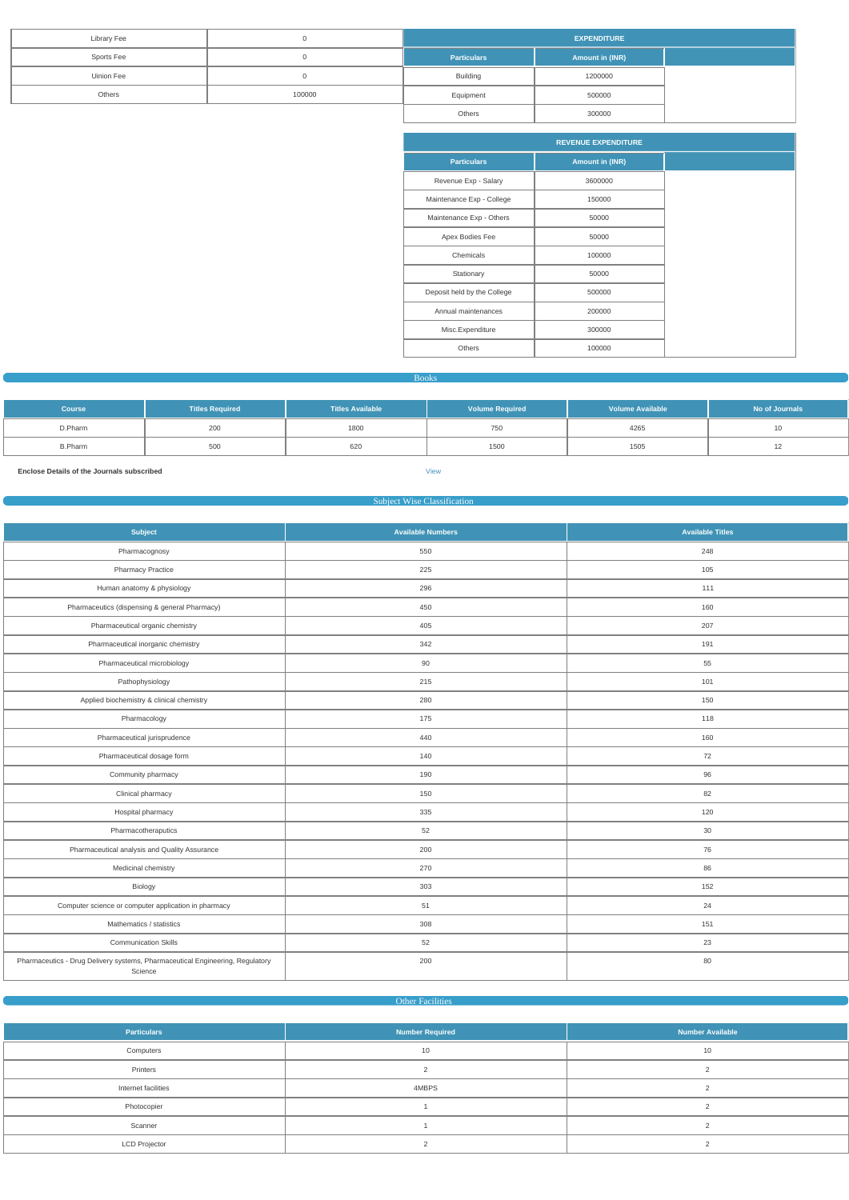| Library Fee | 0 |
|---|---|
| Sports Fee | 0 |
| Uinion Fee | 0 |
| Others | 100000 |

| EXPENDITURE | | |
|---|---|---|
| Particulars | Amount in (INR) | |
| Building | 1200000 | |
| Equipment | 500000 | |
| Others | 300000 | |

| REVENUE EXPENDITURE | | |
|---|---|---|
| Particulars | Amount in (INR) | |
| Revenue Exp - Salary | 3600000 | |
| Maintenance Exp - College | 150000 | |
| Maintenance Exp - Others | 50000 | |
| Apex Bodies Fee | 50000 | |
| Chemicals | 100000 | |
| Stationary | 50000 | |
| Deposit held by the College | 500000 | |
| Annual maintenances | 200000 | |
| Misc.Expenditure | 300000 | |
| Others | 100000 | |

## Books

| Course | Titles Required | Titles Available | Volume Required | Volume Available | No of Journals |
|---|---|---|---|---|---|
| D.Pharm | 200 | 1800 | 750 | 4265 | 10 |
| B.Pharm | 500 | 620 | 1500 | 1505 | 12 |

**Enclose Details of the Journals subscribed** View

## Subject Wise Classification

| Subject | Available Numbers | Available Titles |
|---|---|---|
| Pharmacognosy | 550 | 248 |
| Pharmacy Practice | 225 | 105 |
| Human anatomy & physiology | 296 | 111 |
| Pharmaceutics (dispensing & general Pharmacy) | 450 | 160 |
| Pharmaceutical organic chemistry | 405 | 207 |
| Pharmaceutical inorganic chemistry | 342 | 191 |
| Pharmaceutical microbiology | 90 | 55 |
| Pathophysiology | 215 | 101 |
| Applied biochemistry & clinical chemistry | 280 | 150 |
| Pharmacology | 175 | 118 |
| Pharmaceutical jurisprudence | 440 | 160 |
| Pharmaceutical dosage form | 140 | 72 |
| Community pharmacy | 190 | 96 |
| Clinical pharmacy | 150 | 82 |
| Hospital pharmacy | 335 | 120 |
| Pharmacotheraputics | 52 | 30 |
| Pharmaceutical analysis and Quality Assurance | 200 | 76 |
| Medicinal chemistry | 270 | 86 |
| Biology | 303 | 152 |
| Computer science or computer application in pharmacy | 51 | 24 |
| Mathematics / statistics | 308 | 151 |
| Communication Skills | 52 | 23 |
| Pharmaceutics - Drug Delivery systems, Pharmaceutical Engineering, Regulatory Science | 200 | 80 |

## Other Facilities

| Particulars | Number Required | Number Available |
|---|---|---|
| Computers | 10 | 10 |
| Printers | 2 | 2 |
| Internet facilities | 4MBPS | 2 |
| Photocopier | 1 | 2 |
| Scanner | 1 | 2 |
| LCD Projector | 2 | 2 |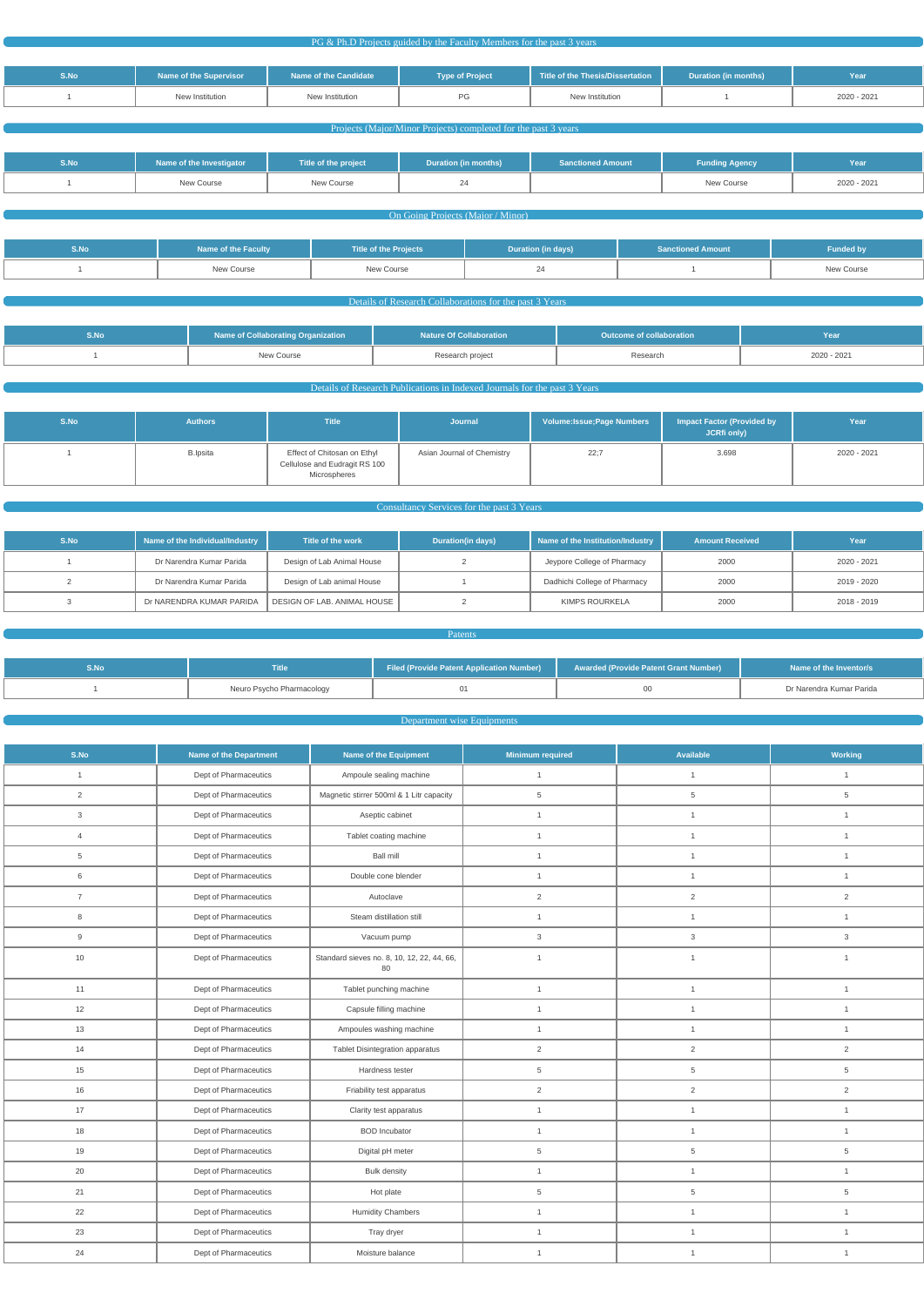## PG & Ph.D Projects guided by the Faculty Members for the past 3 years

| S.No | Name of the Supervisor | Name of the Candidate | Type of Project | Title of the Thesis/Dissertation | Duration (in months) | Year |
|---|---|---|---|---|---|---|
| 1 | New Institution | New Institution | PG | New Institution | 1 | 2020 - 2021 |

## Projects (Major/Minor Projects) completed for the past 3 years

| S.No | Name of the Investigator | Title of the project | Duration (in months) | Sanctioned Amount | Funding Agency | Year |
|---|---|---|---|---|---|---|
| 1 | New Course | New Course | 24 | | New Course | 2020 - 2021 |

## On Going Projects (Major / Minor)

| S.No | Name of the Faculty | Title of the Projects | Duration (in days) | Sanctioned Amount | Funded by |
|---|---|---|---|---|---|
| 1 | New Course | New Course | 24 | 1 | New Course |

## Details of Research Collaborations for the past 3 Years

| S.No | Name of Collaborating Organization | Nature Of Collaboration | Outcome of collaboration | Year |
|---|---|---|---|---|
| 1 | New Course | Research project | Research | 2020 - 2021 |

## Details of Research Publications in Indexed Journals for the past 3 Years

| S.No | Authors | Title | Journal | Volume:Issue;Page Numbers | Impact Factor (Provided by JCRfi only) | Year |
|---|---|---|---|---|---|---|
| 1 | B.Ipsita | Effect of Chitosan on Ethyl Cellulose and Eudragit RS 100 Microspheres | Asian Journal of Chemistry | 22;7 | 3.698 | 2020 - 2021 |

## Consultancy Services for the past 3 Years

| S.No | Name of the Individual/Industry | Title of the work | Duration(in days) | Name of the Institution/Industry | Amount Received | Year |
|---|---|---|---|---|---|---|
| 1 | Dr Narendra Kumar Parida | Design of Lab Animal House | 2 | Jeypore College of Pharmacy | 2000 | 2020 - 2021 |
| 2 | Dr Narendra Kumar Parida | Design of Lab animal House | 1 | Dadhichi College of Pharmacy | 2000 | 2019 - 2020 |
| 3 | Dr NARENDRA KUMAR PARIDA | DESIGN OF LAB. ANIMAL HOUSE | 2 | KIMPS ROURKELA | 2000 | 2018 - 2019 |

## Patents

| S.No | Title | Filed (Provide Patent Application Number) | Awarded (Provide Patent Grant Number) | Name of the Inventor/s |
|---|---|---|---|---|
| 1 | Neuro Psycho Pharmacology | 01 | 00 | Dr Narendra Kumar Parida |

## Department wise Equipments

| S.No | Name of the Department | Name of the Equipment | Minimum required | Available | Working |
|---|---|---|---|---|---|
| 1 | Dept of Pharmaceutics | Ampoule sealing machine | 1 | 1 | 1 |
| 2 | Dept of Pharmaceutics | Magnetic stirrer 500ml & 1 Litr capacity | 5 | 5 | 5 |
| 3 | Dept of Pharmaceutics | Aseptic cabinet | 1 | 1 | 1 |
| 4 | Dept of Pharmaceutics | Tablet coating machine | 1 | 1 | 1 |
| 5 | Dept of Pharmaceutics | Ball mill | 1 | 1 | 1 |
| 6 | Dept of Pharmaceutics | Double cone blender | 1 | 1 | 1 |
| 7 | Dept of Pharmaceutics | Autoclave | 2 | 2 | 2 |
| 8 | Dept of Pharmaceutics | Steam distillation still | 1 | 1 | 1 |
| 9 | Dept of Pharmaceutics | Vacuum pump | 3 | 3 | 3 |
| 10 | Dept of Pharmaceutics | Standard sieves no. 8, 10, 12, 22, 44, 66, 80 | 1 | 1 | 1 |
| 11 | Dept of Pharmaceutics | Tablet punching machine | 1 | 1 | 1 |
| 12 | Dept of Pharmaceutics | Capsule filling machine | 1 | 1 | 1 |
| 13 | Dept of Pharmaceutics | Ampoules washing machine | 1 | 1 | 1 |
| 14 | Dept of Pharmaceutics | Tablet Disintegration apparatus | 2 | 2 | 2 |
| 15 | Dept of Pharmaceutics | Hardness tester | 5 | 5 | 5 |
| 16 | Dept of Pharmaceutics | Friability test apparatus | 2 | 2 | 2 |
| 17 | Dept of Pharmaceutics | Clarity test apparatus | 1 | 1 | 1 |
| 18 | Dept of Pharmaceutics | BOD Incubator | 1 | 1 | 1 |
| 19 | Dept of Pharmaceutics | Digital pH meter | 5 | 5 | 5 |
| 20 | Dept of Pharmaceutics | Bulk density | 1 | 1 | 1 |
| 21 | Dept of Pharmaceutics | Hot plate | 5 | 5 | 5 |
| 22 | Dept of Pharmaceutics | Humidity Chambers | 1 | 1 | 1 |
| 23 | Dept of Pharmaceutics | Tray dryer | 1 | 1 | 1 |
| 24 | Dept of Pharmaceutics | Moisture balance | 1 | 1 | 1 |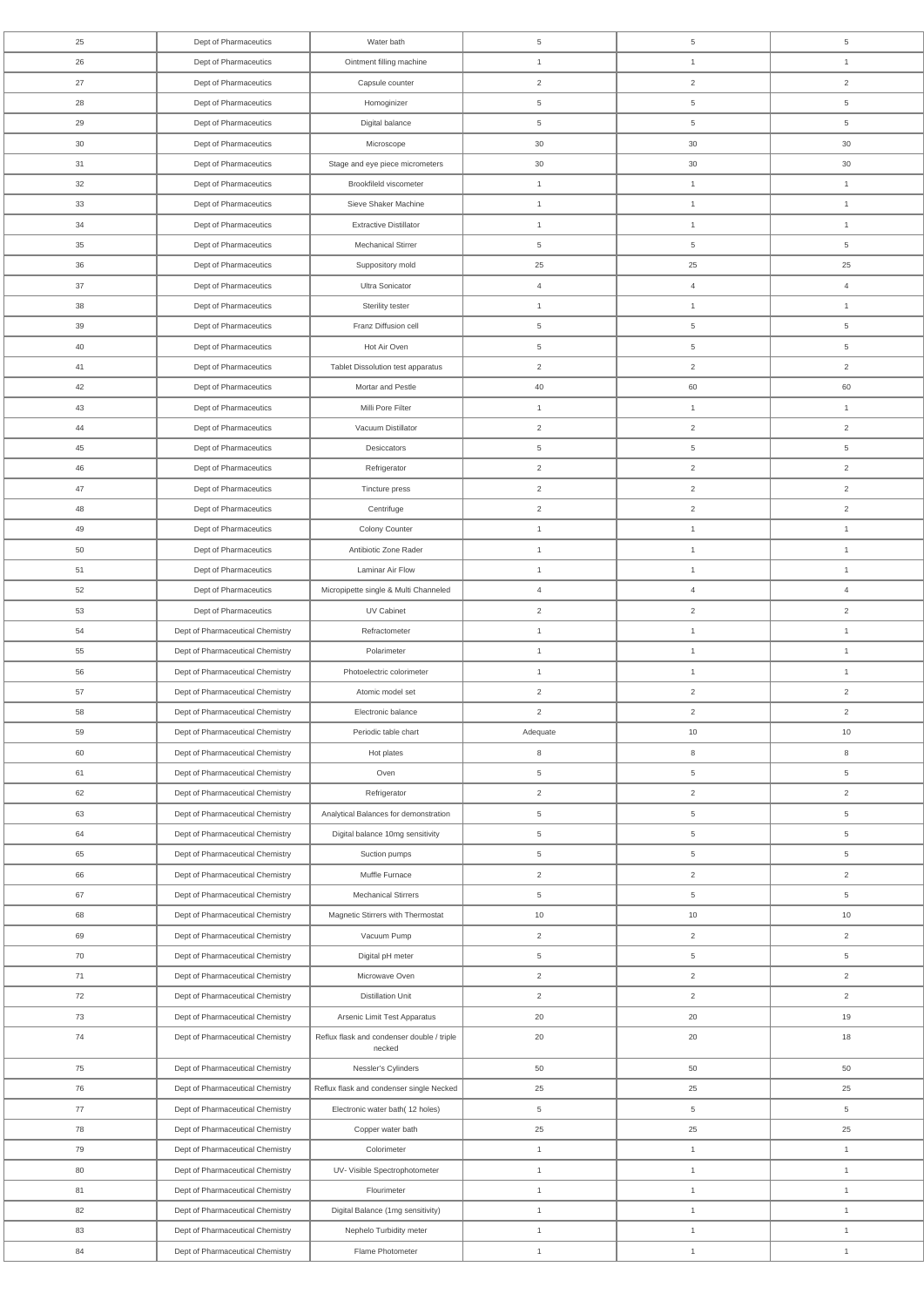| 25 | Dept of Pharmaceutics | Water bath | 5 | 5 | 5 |
|---|---|---|---|---|---|
| 26 | Dept of Pharmaceutics | Ointment filling machine | 1 | 1 | 1 |
| 27 | Dept of Pharmaceutics | Capsule counter | 2 | 2 | 2 |
| 28 | Dept of Pharmaceutics | Homoginizer | 5 | 5 | 5 |
| 29 | Dept of Pharmaceutics | Digital balance | 5 | 5 | 5 |
| 30 | Dept of Pharmaceutics | Microscope | 30 | 30 | 30 |
| 31 | Dept of Pharmaceutics | Stage and eye piece micrometers | 30 | 30 | 30 |
| 32 | Dept of Pharmaceutics | Brookfileld viscometer | 1 | 1 | 1 |
| 33 | Dept of Pharmaceutics | Sieve Shaker Machine | 1 | 1 | 1 |
| 34 | Dept of Pharmaceutics | Extractive Distillator | 1 | 1 | 1 |
| 35 | Dept of Pharmaceutics | Mechanical Stirrer | 5 | 5 | 5 |
| 36 | Dept of Pharmaceutics | Suppository mold | 25 | 25 | 25 |
| 37 | Dept of Pharmaceutics | Ultra Sonicator | 4 | 4 | 4 |
| 38 | Dept of Pharmaceutics | Sterility tester | 1 | 1 | 1 |
| 39 | Dept of Pharmaceutics | Franz Diffusion cell | 5 | 5 | 5 |
| 40 | Dept of Pharmaceutics | Hot Air Oven | 5 | 5 | 5 |
| 41 | Dept of Pharmaceutics | Tablet Dissolution test apparatus | 2 | 2 | 2 |
| 42 | Dept of Pharmaceutics | Mortar and Pestle | 40 | 60 | 60 |
| 43 | Dept of Pharmaceutics | Milli Pore Filter | 1 | 1 | 1 |
| 44 | Dept of Pharmaceutics | Vacuum Distillator | 2 | 2 | 2 |
| 45 | Dept of Pharmaceutics | Desiccators | 5 | 5 | 5 |
| 46 | Dept of Pharmaceutics | Refrigerator | 2 | 2 | 2 |
| 47 | Dept of Pharmaceutics | Tincture press | 2 | 2 | 2 |
| 48 | Dept of Pharmaceutics | Centrifuge | 2 | 2 | 2 |
| 49 | Dept of Pharmaceutics | Colony Counter | 1 | 1 | 1 |
| 50 | Dept of Pharmaceutics | Antibiotic Zone Rader | 1 | 1 | 1 |
| 51 | Dept of Pharmaceutics | Laminar Air Flow | 1 | 1 | 1 |
| 52 | Dept of Pharmaceutics | Micropipette single & Multi Channeled | 4 | 4 | 4 |
| 53 | Dept of Pharmaceutics | UV Cabinet | 2 | 2 | 2 |
| 54 | Dept of Pharmaceutical Chemistry | Refractometer | 1 | 1 | 1 |
| 55 | Dept of Pharmaceutical Chemistry | Polarimeter | 1 | 1 | 1 |
| 56 | Dept of Pharmaceutical Chemistry | Photoelectric colorimeter | 1 | 1 | 1 |
| 57 | Dept of Pharmaceutical Chemistry | Atomic model set | 2 | 2 | 2 |
| 58 | Dept of Pharmaceutical Chemistry | Electronic balance | 2 | 2 | 2 |
| 59 | Dept of Pharmaceutical Chemistry | Periodic table chart | Adequate | 10 | 10 |
| 60 | Dept of Pharmaceutical Chemistry | Hot plates | 8 | 8 | 8 |
| 61 | Dept of Pharmaceutical Chemistry | Oven | 5 | 5 | 5 |
| 62 | Dept of Pharmaceutical Chemistry | Refrigerator | 2 | 2 | 2 |
| 63 | Dept of Pharmaceutical Chemistry | Analytical Balances for demonstration | 5 | 5 | 5 |
| 64 | Dept of Pharmaceutical Chemistry | Digital balance 10mg sensitivity | 5 | 5 | 5 |
| 65 | Dept of Pharmaceutical Chemistry | Suction pumps | 5 | 5 | 5 |
| 66 | Dept of Pharmaceutical Chemistry | Muffle Furnace | 2 | 2 | 2 |
| 67 | Dept of Pharmaceutical Chemistry | Mechanical Stirrers | 5 | 5 | 5 |
| 68 | Dept of Pharmaceutical Chemistry | Magnetic Stirrers with Thermostat | 10 | 10 | 10 |
| 69 | Dept of Pharmaceutical Chemistry | Vacuum Pump | 2 | 2 | 2 |
| 70 | Dept of Pharmaceutical Chemistry | Digital pH meter | 5 | 5 | 5 |
| 71 | Dept of Pharmaceutical Chemistry | Microwave Oven | 2 | 2 | 2 |
| 72 | Dept of Pharmaceutical Chemistry | Distillation Unit | 2 | 2 | 2 |
| 73 | Dept of Pharmaceutical Chemistry | Arsenic Limit Test Apparatus | 20 | 20 | 19 |
| 74 | Dept of Pharmaceutical Chemistry | Reflux flask and condenser double / triple necked | 20 | 20 | 18 |
| 75 | Dept of Pharmaceutical Chemistry | Nessler's Cylinders | 50 | 50 | 50 |
| 76 | Dept of Pharmaceutical Chemistry | Reflux flask and condenser single Necked | 25 | 25 | 25 |
| 77 | Dept of Pharmaceutical Chemistry | Electronic water bath( 12 holes) | 5 | 5 | 5 |
| 78 | Dept of Pharmaceutical Chemistry | Copper water bath | 25 | 25 | 25 |
| 79 | Dept of Pharmaceutical Chemistry | Colorimeter | 1 | 1 | 1 |
| 80 | Dept of Pharmaceutical Chemistry | UV- Visible Spectrophotometer | 1 | 1 | 1 |
| 81 | Dept of Pharmaceutical Chemistry | Flourimeter | 1 | 1 | 1 |
| 82 | Dept of Pharmaceutical Chemistry | Digital Balance (1mg sensitivity) | 1 | 1 | 1 |
| 83 | Dept of Pharmaceutical Chemistry | Nephelo Turbidity meter | 1 | 1 | 1 |
| 84 | Dept of Pharmaceutical Chemistry | Flame Photometer | 1 | 1 | 1 |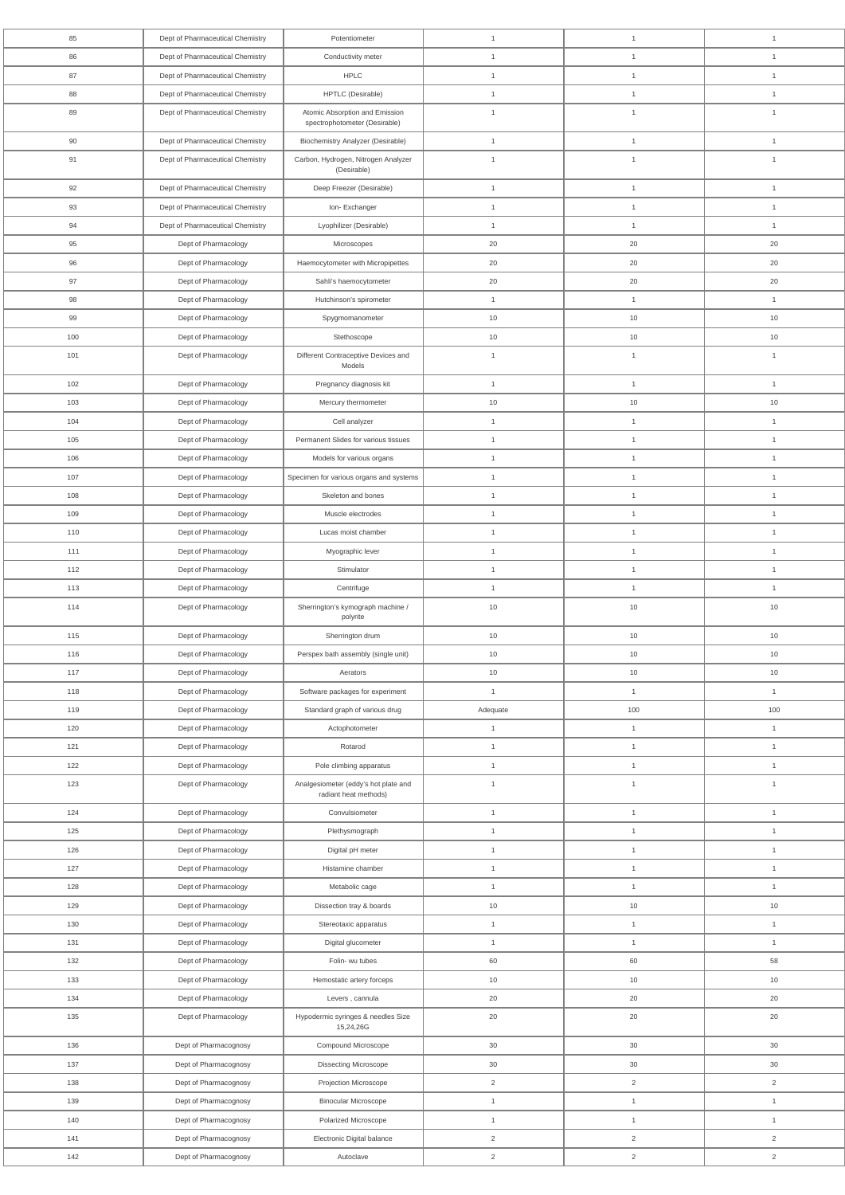| | | | | | |
|---|---|---|---|---|---|
| 85 | Dept of Pharmaceutical Chemistry | Potentiometer | 1 | 1 | 1 |
| 86 | Dept of Pharmaceutical Chemistry | Conductivity meter | 1 | 1 | 1 |
| 87 | Dept of Pharmaceutical Chemistry | HPLC | 1 | 1 | 1 |
| 88 | Dept of Pharmaceutical Chemistry | HPTLC (Desirable) | 1 | 1 | 1 |
| 89 | Dept of Pharmaceutical Chemistry | Atomic Absorption and Emission spectrophotometer (Desirable) | 1 | 1 | 1 |
| 90 | Dept of Pharmaceutical Chemistry | Biochemistry Analyzer (Desirable) | 1 | 1 | 1 |
| 91 | Dept of Pharmaceutical Chemistry | Carbon, Hydrogen, Nitrogen Analyzer (Desirable) | 1 | 1 | 1 |
| 92 | Dept of Pharmaceutical Chemistry | Deep Freezer (Desirable) | 1 | 1 | 1 |
| 93 | Dept of Pharmaceutical Chemistry | Ion- Exchanger | 1 | 1 | 1 |
| 94 | Dept of Pharmaceutical Chemistry | Lyophilizer (Desirable) | 1 | 1 | 1 |
| 95 | Dept of Pharmacology | Microscopes | 20 | 20 | 20 |
| 96 | Dept of Pharmacology | Haemocytometer with Micropipettes | 20 | 20 | 20 |
| 97 | Dept of Pharmacology | Sahli's haemocytometer | 20 | 20 | 20 |
| 98 | Dept of Pharmacology | Hutchinson's spirometer | 1 | 1 | 1 |
| 99 | Dept of Pharmacology | Spygmomanometer | 10 | 10 | 10 |
| 100 | Dept of Pharmacology | Stethoscope | 10 | 10 | 10 |
| 101 | Dept of Pharmacology | Different Contraceptive Devices and Models | 1 | 1 | 1 |
| 102 | Dept of Pharmacology | Pregnancy diagnosis kit | 1 | 1 | 1 |
| 103 | Dept of Pharmacology | Mercury thermometer | 10 | 10 | 10 |
| 104 | Dept of Pharmacology | Cell analyzer | 1 | 1 | 1 |
| 105 | Dept of Pharmacology | Permanent Slides for various tissues | 1 | 1 | 1 |
| 106 | Dept of Pharmacology | Models for various organs | 1 | 1 | 1 |
| 107 | Dept of Pharmacology | Specimen for various organs and systems | 1 | 1 | 1 |
| 108 | Dept of Pharmacology | Skeleton and bones | 1 | 1 | 1 |
| 109 | Dept of Pharmacology | Muscle electrodes | 1 | 1 | 1 |
| 110 | Dept of Pharmacology | Lucas moist chamber | 1 | 1 | 1 |
| 111 | Dept of Pharmacology | Myographic lever | 1 | 1 | 1 |
| 112 | Dept of Pharmacology | Stimulator | 1 | 1 | 1 |
| 113 | Dept of Pharmacology | Centrifuge | 1 | 1 | 1 |
| 114 | Dept of Pharmacology | Sherrington's kymograph machine / polyrite | 10 | 10 | 10 |
| 115 | Dept of Pharmacology | Sherrington drum | 10 | 10 | 10 |
| 116 | Dept of Pharmacology | Perspex bath assembly (single unit) | 10 | 10 | 10 |
| 117 | Dept of Pharmacology | Aerators | 10 | 10 | 10 |
| 118 | Dept of Pharmacology | Software packages for experiment | 1 | 1 | 1 |
| 119 | Dept of Pharmacology | Standard graph of various drug | Adequate | 100 | 100 |
| 120 | Dept of Pharmacology | Actophotometer | 1 | 1 | 1 |
| 121 | Dept of Pharmacology | Rotarod | 1 | 1 | 1 |
| 122 | Dept of Pharmacology | Pole climbing apparatus | 1 | 1 | 1 |
| 123 | Dept of Pharmacology | Analgesiometer (eddy's hot plate and radiant heat methods) | 1 | 1 | 1 |
| 124 | Dept of Pharmacology | Convulsiometer | 1 | 1 | 1 |
| 125 | Dept of Pharmacology | Plethysmograph | 1 | 1 | 1 |
| 126 | Dept of Pharmacology | Digital pH meter | 1 | 1 | 1 |
| 127 | Dept of Pharmacology | Histamine chamber | 1 | 1 | 1 |
| 128 | Dept of Pharmacology | Metabolic cage | 1 | 1 | 1 |
| 129 | Dept of Pharmacology | Dissection tray & boards | 10 | 10 | 10 |
| 130 | Dept of Pharmacology | Stereotaxic apparatus | 1 | 1 | 1 |
| 131 | Dept of Pharmacology | Digital glucometer | 1 | 1 | 1 |
| 132 | Dept of Pharmacology | Folin- wu tubes | 60 | 60 | 58 |
| 133 | Dept of Pharmacology | Hemostatic artery forceps | 10 | 10 | 10 |
| 134 | Dept of Pharmacology | Levers , cannula | 20 | 20 | 20 |
| 135 | Dept of Pharmacology | Hypodermic syringes & needles Size 15,24,26G | 20 | 20 | 20 |
| 136 | Dept of Pharmacognosy | Compound Microscope | 30 | 30 | 30 |
| 137 | Dept of Pharmacognosy | Dissecting Microscope | 30 | 30 | 30 |
| 138 | Dept of Pharmacognosy | Projection Microscope | 2 | 2 | 2 |
| 139 | Dept of Pharmacognosy | Binocular Microscope | 1 | 1 | 1 |
| 140 | Dept of Pharmacognosy | Polarized Microscope | 1 | 1 | 1 |
| 141 | Dept of Pharmacognosy | Electronic Digital balance | 2 | 2 | 2 |
| 142 | Dept of Pharmacognosy | Autoclave | 2 | 2 | 2 |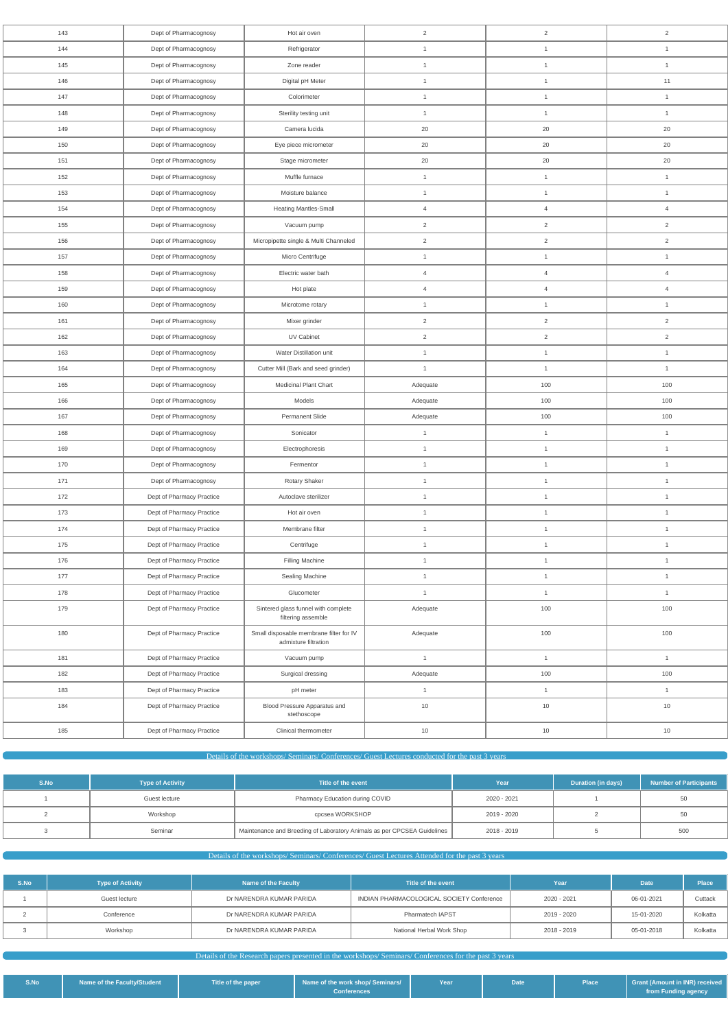| 143 | Dept of Pharmacognosy | Hot air oven | 2 | 2 | 2 |
|---|---|---|---|---|---|
| 144 | Dept of Pharmacognosy | Refrigerator | 1 | 1 | 1 |
| 145 | Dept of Pharmacognosy | Zone reader | 1 | 1 | 1 |
| 146 | Dept of Pharmacognosy | Digital pH Meter | 1 | 1 | 11 |
| 147 | Dept of Pharmacognosy | Colorimeter | 1 | 1 | 1 |
| 148 | Dept of Pharmacognosy | Sterility testing unit | 1 | 1 | 1 |
| 149 | Dept of Pharmacognosy | Camera lucida | 20 | 20 | 20 |
| 150 | Dept of Pharmacognosy | Eye piece micrometer | 20 | 20 | 20 |
| 151 | Dept of Pharmacognosy | Stage micrometer | 20 | 20 | 20 |
| 152 | Dept of Pharmacognosy | Muffle furnace | 1 | 1 | 1 |
| 153 | Dept of Pharmacognosy | Moisture balance | 1 | 1 | 1 |
| 154 | Dept of Pharmacognosy | Heating Mantles-Small | 4 | 4 | 4 |
| 155 | Dept of Pharmacognosy | Vacuum pump | 2 | 2 | 2 |
| 156 | Dept of Pharmacognosy | Micropipette single & Multi Channeled | 2 | 2 | 2 |
| 157 | Dept of Pharmacognosy | Micro Centrifuge | 1 | 1 | 1 |
| 158 | Dept of Pharmacognosy | Electric water bath | 4 | 4 | 4 |
| 159 | Dept of Pharmacognosy | Hot plate | 4 | 4 | 4 |
| 160 | Dept of Pharmacognosy | Microtome rotary | 1 | 1 | 1 |
| 161 | Dept of Pharmacognosy | Mixer grinder | 2 | 2 | 2 |
| 162 | Dept of Pharmacognosy | UV Cabinet | 2 | 2 | 2 |
| 163 | Dept of Pharmacognosy | Water Distillation unit | 1 | 1 | 1 |
| 164 | Dept of Pharmacognosy | Cutter Mill (Bark and seed grinder) | 1 | 1 | 1 |
| 165 | Dept of Pharmacognosy | Medicinal Plant Chart | Adequate | 100 | 100 |
| 166 | Dept of Pharmacognosy | Models | Adequate | 100 | 100 |
| 167 | Dept of Pharmacognosy | Permanent Slide | Adequate | 100 | 100 |
| 168 | Dept of Pharmacognosy | Sonicator | 1 | 1 | 1 |
| 169 | Dept of Pharmacognosy | Electrophoresis | 1 | 1 | 1 |
| 170 | Dept of Pharmacognosy | Fermentor | 1 | 1 | 1 |
| 171 | Dept of Pharmacognosy | Rotary Shaker | 1 | 1 | 1 |
| 172 | Dept of Pharmacy Practice | Autoclave sterilizer | 1 | 1 | 1 |
| 173 | Dept of Pharmacy Practice | Hot air oven | 1 | 1 | 1 |
| 174 | Dept of Pharmacy Practice | Membrane filter | 1 | 1 | 1 |
| 175 | Dept of Pharmacy Practice | Centrifuge | 1 | 1 | 1 |
| 176 | Dept of Pharmacy Practice | Filling Machine | 1 | 1 | 1 |
| 177 | Dept of Pharmacy Practice | Sealing Machine | 1 | 1 | 1 |
| 178 | Dept of Pharmacy Practice | Glucometer | 1 | 1 | 1 |
| 179 | Dept of Pharmacy Practice | Sintered glass funnel with complete filtering assemble | Adequate | 100 | 100 |
| 180 | Dept of Pharmacy Practice | Small disposable membrane filter for IV admixture filtration | Adequate | 100 | 100 |
| 181 | Dept of Pharmacy Practice | Vacuum pump | 1 | 1 | 1 |
| 182 | Dept of Pharmacy Practice | Surgical dressing | Adequate | 100 | 100 |
| 183 | Dept of Pharmacy Practice | pH meter | 1 | 1 | 1 |
| 184 | Dept of Pharmacy Practice | Blood Pressure Apparatus and stethoscope | 10 | 10 | 10 |
| 185 | Dept of Pharmacy Practice | Clinical thermometer | 10 | 10 | 10 |

## Details of the workshops/ Seminars/ Conferences/ Guest Lectures conducted for the past 3 years

| S.No | Type of Activity | Title of the event | Year | Duration (in days) | Number of Participants |
|---|---|---|---|---|---|
| 1 | Guest lecture | Pharmacy Education during COVID | 2020 - 2021 | 1 | 50 |
| 2 | Workshop | cpcsea WORKSHOP | 2019 - 2020 | 2 | 50 |
| 3 | Seminar | Maintenance and Breeding of Laboratory Animals as per CPCSEA Guidelines | 2018 - 2019 | 5 | 500 |

## Details of the workshops/ Seminars/ Conferences/ Guest Lectures Attended for the past 3 years

| S.No | Type of Activity | Name of the Faculty | Title of the event | Year | Date | Place |
|---|---|---|---|---|---|---|
| 1 | Guest lecture | Dr NARENDRA KUMAR PARIDA | INDIAN PHARMACOLOGICAL SOCIETY Conference | 2020 - 2021 | 06-01-2021 | Cuttack |
| 2 | Conference | Dr NARENDRA KUMAR PARIDA | Pharmatech IAPST | 2019 - 2020 | 15-01-2020 | Kolkatta |
| 3 | Workshop | Dr NARENDRA KUMAR PARIDA | National Herbal Work Shop | 2018 - 2019 | 05-01-2018 | Kolkatta |

## Details of the Research papers presented in the workshops/ Seminars/ Conferences for the past 3 years

| S.No | Name of the Faculty/Student | Title of the paper | Name of the work shop/ Seminars/ Conferences | Year | Date | Place | Grant (Amount in INR) received from Funding agency |
|---|---|---|---|---|---|---|---|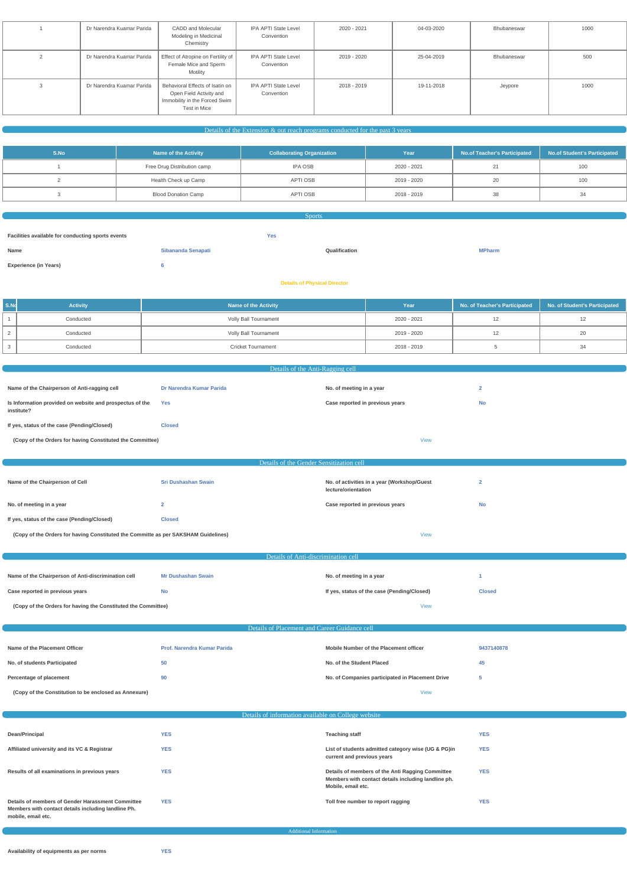| 1 | Dr Narendra Kuamar Parida | CADD and Molecular Modeling in Medicinal Chemistry | IPA APTI State Level Convention | 2020 - 2021 | 04-03-2020 | Bhubaneswar | 1000 |
|---|---|---|---|---|---|---|---|
| 2 | Dr Narendra Kuamar Parida | Effect of Atropine on Fertility of Female Mice and Sperm Motility | IPA APTI State Level Convention | 2019 - 2020 | 25-04-2019 | Bhubaneswar | 500 |
| 3 | Dr Narendra Kuamar Parida | Behavioral Effects of Isatin on Open Field Activity and Immobility in the Forced Swim Test in Mice | IPA APTI State Level Convention | 2018 - 2019 | 19-11-2018 | Jeypore | 1000 |

## Details of the Extension & out reach programs conducted for the past 3 years

| S.No | Name of the Activity | Collaborating Organization | Year | No.of Teacher's Participated | No.of Student's Participated |
|---|---|---|---|---|---|
| 1 | Free Drug Distribution camp | IPA OSB | 2020 - 2021 | 21 | 100 |
| 2 | Health Check up Camp | APTI OSB | 2019 - 2020 | 20 | 100 |
| 3 | Blood Donation Camp | APTI OSB | 2018 - 2019 | 38 | 34 |

## Sports

**Facilities available for conducting sports events** Yes

**Name** Sibananda Senapati **Qualification** MPharm

**Experience (in Years)** 6

**Details of Physical Director**

| S.No | Activity | Name of the Activity | Year | No. of Teacher's Participated | No. of Student's Participated |
|---|---|---|---|---|---|
| 1 | Conducted | Volly Ball Tournament | 2020 - 2021 | 12 | 12 |
| 2 | Conducted | Volly Ball Tournament | 2019 - 2020 | 12 | 20 |
| 3 | Conducted | Cricket Tournament | 2018 - 2019 | 5 | 34 |

## Details of the Anti-Ragging cell

**Name of the Chairperson of Anti-ragging cell** Dr Narendra Kumar Parida **No. of meeting in a year** 2

**Is Information provided on website and prospectus of the institute?** Yes **Case reported in previous years** No

**If yes, status of the case (Pending/Closed)** Closed

**(Copy of the Orders for having Constituted the Committee)** View

## Details of the Gender Sensitization cell

**Name of the Chairperson of Cell** Sri Dushashan Swain **No. of activities in a year (Workshop/Guest lecture/orientation** 2

**No. of meeting in a year** 2 **Case reported in previous years** No

**If yes, status of the case (Pending/Closed)** Closed

**(Copy of the Orders for having Constituted the Committe as per SAKSHAM Guidelines)** View

## Details of Anti-discrimination cell

**Name of the Chairperson of Anti-discrimination cell** Mr Dushashan Swain **No. of meeting in a year** 1

**Case reported in previous years** No **If yes, status of the case (Pending/Closed)** Closed

**(Copy of the Orders for having the Constituted the Committee)** View

## Details of Placement and Career Guidance cell

**Name of the Placement Officer** Prof. Narendra Kumar Parida **Mobile Number of the Placement officer** 9437140878

**No. of students Participated** 50 **No. of the Student Placed** 45

**Percentage of placement** 90 **No. of Companies participated in Placement Drive** 5

**(Copy of the Constitution to be enclosed as Annexure)** View

## Details of information available on College website

**Dean/Principal** YES **Teaching staff** YES

**Affiliated university and its VC & Registrar** YES **List of students admitted category wise (UG & PG)in current and previous years** YES

**Results of all examinations in previous years** YES **Details of members of the Anti Ragging Committee Members with contact details including landline ph. Mobile, email etc.** YES

**Details of members of Gender Harassment Committee Members with contact details including landline Ph. mobile, email etc.** YES **Toll free number to report ragging** YES

## Additional Information

**Availability of equipments as per norms** YES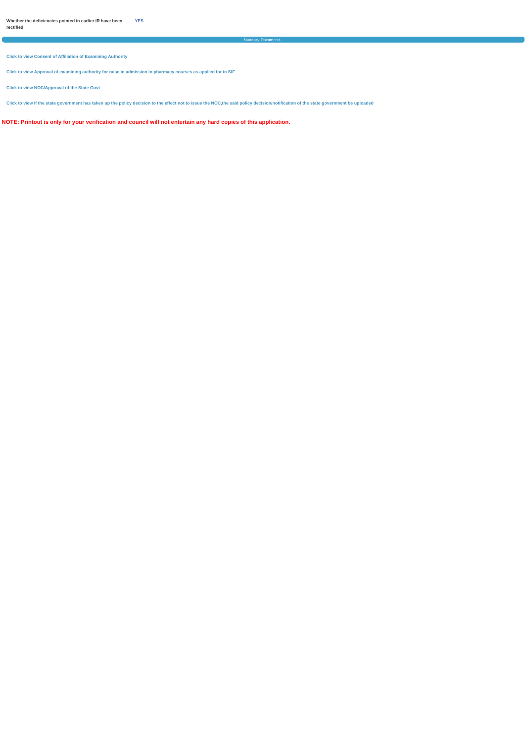| | |
|---|---|
| **Whether the deficiencies pointed in earlier IR have been rectified** | **YES** |

## Statutory Documents

**Click to view Consent of Affiliation of Examining Authority**

**Click to view Approval of examining authority for raise in admission in pharmacy courses as applied for in SIF**

**Click to view NOC/Approval of the State Govt**

**Click to view If the state government has taken up the policy decision to the effect not to issue the NOC,the said policy decision/notification of the state government be uploaded**

**NOTE: Printout is only for your verification and council will not entertain any hard copies of this application.**